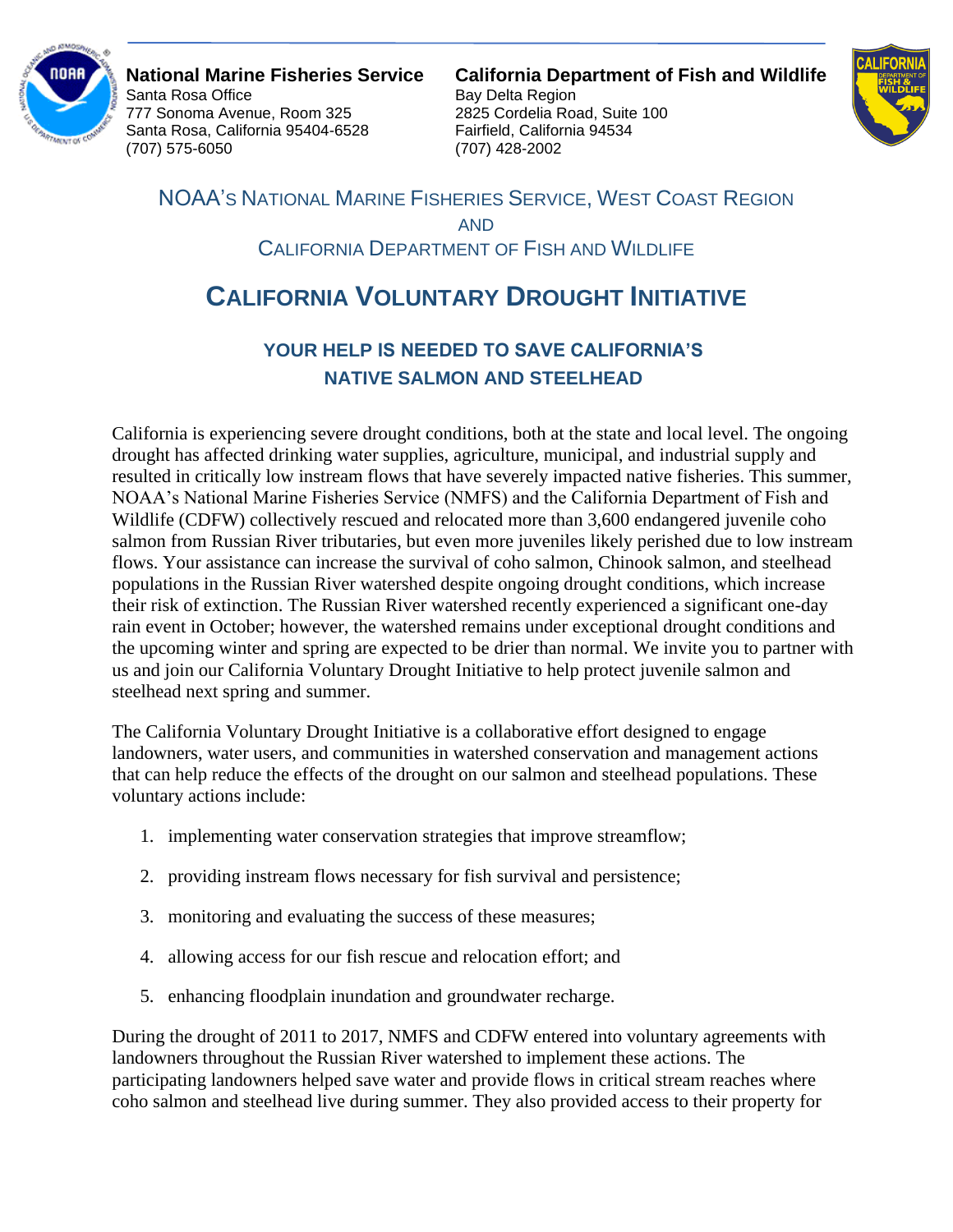**National Marine Fisheries Service**
Santa Rosa Office
777 Sonoma Avenue, Room 325
Santa Rosa, California 95404-6528
(707) 575-6050

**California Department of Fish and Wildlife**
Bay Delta Region
2825 Cordelia Road, Suite 100
Fairfield, California 94534
(707) 428-2002

NOAA'S NATIONAL MARINE FISHERIES SERVICE, WEST COAST REGION

AND

CALIFORNIA DEPARTMENT OF FISH AND WILDLIFE

# CALIFORNIA VOLUNTARY DROUGHT INITIATIVE

## YOUR HELP IS NEEDED TO SAVE CALIFORNIA'S NATIVE SALMON AND STEELHEAD

California is experiencing severe drought conditions, both at the state and local level. The ongoing drought has affected drinking water supplies, agriculture, municipal, and industrial supply and resulted in critically low instream flows that have severely impacted native fisheries. This summer, NOAA's National Marine Fisheries Service (NMFS) and the California Department of Fish and Wildlife (CDFW) collectively rescued and relocated more than 3,600 endangered juvenile coho salmon from Russian River tributaries, but even more juveniles likely perished due to low instream flows. Your assistance can increase the survival of coho salmon, Chinook salmon, and steelhead populations in the Russian River watershed despite ongoing drought conditions, which increase their risk of extinction. The Russian River watershed recently experienced a significant one-day rain event in October; however, the watershed remains under exceptional drought conditions and the upcoming winter and spring are expected to be drier than normal. We invite you to partner with us and join our California Voluntary Drought Initiative to help protect juvenile salmon and steelhead next spring and summer.

The California Voluntary Drought Initiative is a collaborative effort designed to engage landowners, water users, and communities in watershed conservation and management actions that can help reduce the effects of the drought on our salmon and steelhead populations. These voluntary actions include:

1. implementing water conservation strategies that improve streamflow;
2. providing instream flows necessary for fish survival and persistence;
3. monitoring and evaluating the success of these measures;
4. allowing access for our fish rescue and relocation effort; and
5. enhancing floodplain inundation and groundwater recharge.

During the drought of 2011 to 2017, NMFS and CDFW entered into voluntary agreements with landowners throughout the Russian River watershed to implement these actions. The participating landowners helped save water and provide flows in critical stream reaches where coho salmon and steelhead live during summer. They also provided access to their property for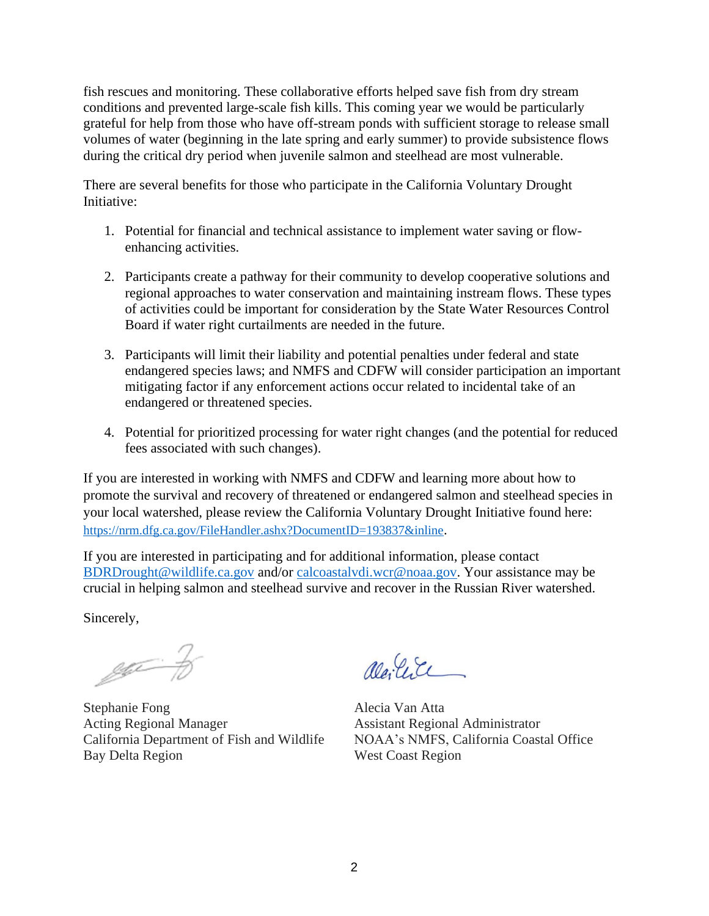fish rescues and monitoring. These collaborative efforts helped save fish from dry stream conditions and prevented large-scale fish kills. This coming year we would be particularly grateful for help from those who have off-stream ponds with sufficient storage to release small volumes of water (beginning in the late spring and early summer) to provide subsistence flows during the critical dry period when juvenile salmon and steelhead are most vulnerable.

There are several benefits for those who participate in the California Voluntary Drought Initiative:

1. Potential for financial and technical assistance to implement water saving or flow-enhancing activities.

2. Participants create a pathway for their community to develop cooperative solutions and regional approaches to water conservation and maintaining instream flows. These types of activities could be important for consideration by the State Water Resources Control Board if water right curtailments are needed in the future.

3. Participants will limit their liability and potential penalties under federal and state endangered species laws; and NMFS and CDFW will consider participation an important mitigating factor if any enforcement actions occur related to incidental take of an endangered or threatened species.

4. Potential for prioritized processing for water right changes (and the potential for reduced fees associated with such changes).

If you are interested in working with NMFS and CDFW and learning more about how to promote the survival and recovery of threatened or endangered salmon and steelhead species in your local watershed, please review the California Voluntary Drought Initiative found here: https://nrm.dfg.ca.gov/FileHandler.ashx?DocumentID=193837&inline.

If you are interested in participating and for additional information, please contact BDRDrought@wildlife.ca.gov and/or calcoastalvdi.wcr@noaa.gov. Your assistance may be crucial in helping salmon and steelhead survive and recover in the Russian River watershed.

Sincerely,

Stephanie Fong
Acting Regional Manager
California Department of Fish and Wildlife
Bay Delta Region

Alecia Van Atta
Assistant Regional Administrator
NOAA's NMFS, California Coastal Office
West Coast Region